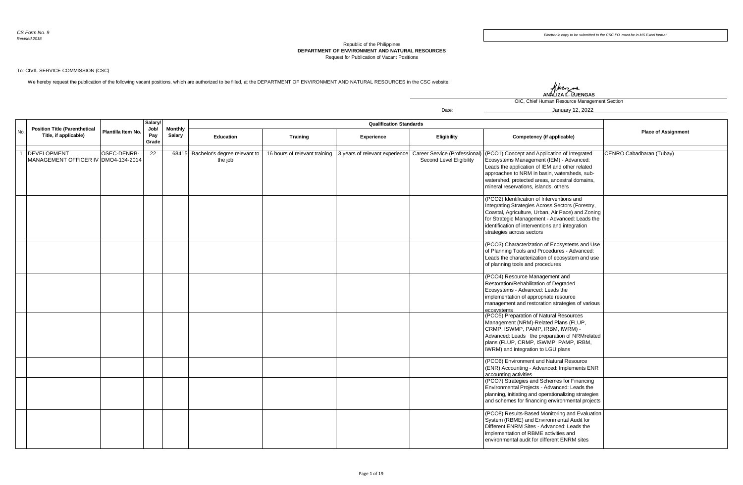*CS Form No. 9*
*Revised 2018*

*Electronic copy to be submitted to the CSC FO must be in MS Excel format*

Republic of the Philippines
**DEPARTMENT OF ENVIRONMENT AND NATURAL RESOURCES**
Request for Publication of Vacant Positions

To: CIVIL SERVICE COMMISSION (CSC)

We hereby request the publication of the following vacant positions, which are authorized to be filled, at the DEPARTMENT OF ENVIRONMENT AND NATURAL RESOURCES in the CSC website:

**ANALIZA L. LUENGAS**
OIC, Chief Human Resource Management Section

Date: January 12, 2022

| No. | Position Title (Parenthetical Title, if applicable) | Plantilla Item No. | Salary/ Job/ Pay Grade | Monthly Salary | Qualification Standards | | | | | Place of Assignment |
|---|---|---|---|---|---|---|---|---|---|---|
| | | | | | Education | Training | Experience | Eligibility | Competency (if applicable) | |
| 1 | DEVELOPMENT MANAGEMENT OFFICER IV | OSEC-DENRB-DMO4-134-2014 | 22 | 68415 | Bachelor's degree relevant to the job | 16 hours of relevant training | 3 years of relevant experience | Career Service (Professional) Second Level Eligibility | (PCO1) Concept and Application of Integrated Ecosystems Management (IEM) - Advanced: Leads the application of IEM and other related approaches to NRM in basin, watersheds, sub-watershed, protected areas, ancestral domains, mineral reservations, islands, others | CENRO Cabadbaran (Tubay) |
| | | | | | | | | | (PCO2) Identification of Interventions and Integrating Strategies Across Sectors (Forestry, Coastal, Agriculture, Urban, Air Pace) and Zoning for Strategic Management - Advanced: Leads the identification of interventions and integration strategies across sectors | |
| | | | | | | | | | (PCO3) Characterization of Ecosystems and Use of Planning Tools and Procedures - Advanced: Leads the characterization of ecosystem and use of planning tools and procedures | |
| | | | | | | | | | (PCO4) Resource Management and Restoration/Rehabilitation of Degraded Ecosystems - Advanced: Leads the implementation of appropriate resource management and restoration strategies of various ecosystems | |
| | | | | | | | | | (PCO5) Preparation of Natural Resources Management (NRM)-Related Plans (FLUP, CRMP, ISWMP, PAMP, IRBM, IWRM) - Advanced: Leads the preparation of NRMrelated plans (FLUP, CRMP, ISWMP, PAMP, IRBM, IWRM) and integration to LGU plans | |
| | | | | | | | | | (PCO6) Environment and Natural Resource (ENR) Accounting - Advanced: Implements ENR accounting activities | |
| | | | | | | | | | (PCO7) Strategies and Schemes for Financing Environmental Projects - Advanced: Leads the planning, initiating and operationalizing strategies and schemes for financing environmental projects | |
| | | | | | | | | | (PCO8) Results-Based Monitoring and Evaluation System (RBME) and Environmental Audit for Different ENRM Sites - Advanced: Leads the implementation of RBME activities and environmental audit for different ENRM sites | |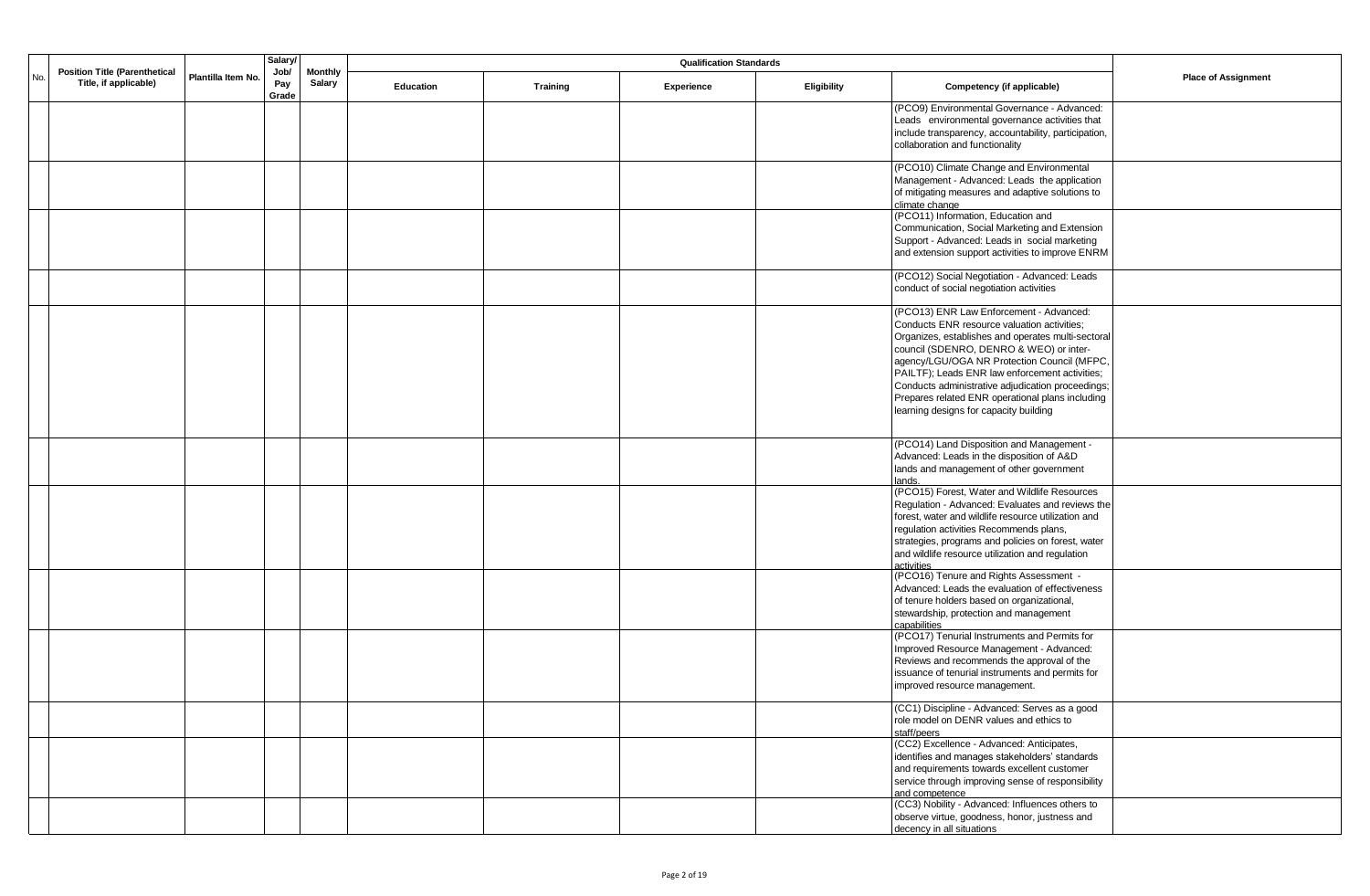| No. | Position Title (Parenthetical Title, if applicable) | Plantilla Item No. | Salary/ Job/ Pay Grade | Monthly Salary | Qualification Standards | | | | | Place of Assignment |
|---|---|---|---|---|---|---|---|---|---|---|
| | | | | | Education | Training | Experience | Eligibility | Competency (if applicable) | |
| | | | | | | | | | (PCO9) Environmental Governance - Advanced: Leads environmental governance activities that include transparency, accountability, participation, collaboration and functionality | |
| | | | | | | | | | (PCO10) Climate Change and Environmental Management - Advanced: Leads the application of mitigating measures and adaptive solutions to climate change | |
| | | | | | | | | | (PCO11) Information, Education and Communication, Social Marketing and Extension Support - Advanced: Leads in social marketing and extension support activities to improve ENRM | |
| | | | | | | | | | (PCO12) Social Negotiation - Advanced: Leads conduct of social negotiation activities | |
| | | | | | | | | | (PCO13) ENR Law Enforcement - Advanced: Conducts ENR resource valuation activities; Organizes, establishes and operates multi-sectoral council (SDENRO, DENRO & WEO) or inter-agency/LGU/OGA NR Protection Council (MFPC, PAILTF); Leads ENR law enforcement activities; Conducts administrative adjudication proceedings; Prepares related ENR operational plans including learning designs for capacity building | |
| | | | | | | | | | (PCO14) Land Disposition and Management - Advanced: Leads in the disposition of A&D lands and management of other government lands. | |
| | | | | | | | | | (PCO15) Forest, Water and Wildlife Resources Regulation - Advanced: Evaluates and reviews the forest, water and wildlife resource utilization and regulation activities Recommends plans, strategies, programs and policies on forest, water and wildlife resource utilization and regulation activities | |
| | | | | | | | | | (PCO16) Tenure and Rights Assessment - Advanced: Leads the evaluation of effectiveness of tenure holders based on organizational, stewardship, protection and management capabilities | |
| | | | | | | | | | (PCO17) Tenurial Instruments and Permits for Improved Resource Management - Advanced: Reviews and recommends the approval of the issuance of tenurial instruments and permits for improved resource management. | |
| | | | | | | | | | (CC1) Discipline - Advanced: Serves as a good role model on DENR values and ethics to staff/peers | |
| | | | | | | | | | (CC2) Excellence - Advanced: Anticipates, identifies and manages stakeholders' standards and requirements towards excellent customer service through improving sense of responsibility and competence | |
| | | | | | | | | | (CC3) Nobility - Advanced: Influences others to observe virtue, goodness, honor, justness and decency in all situations | |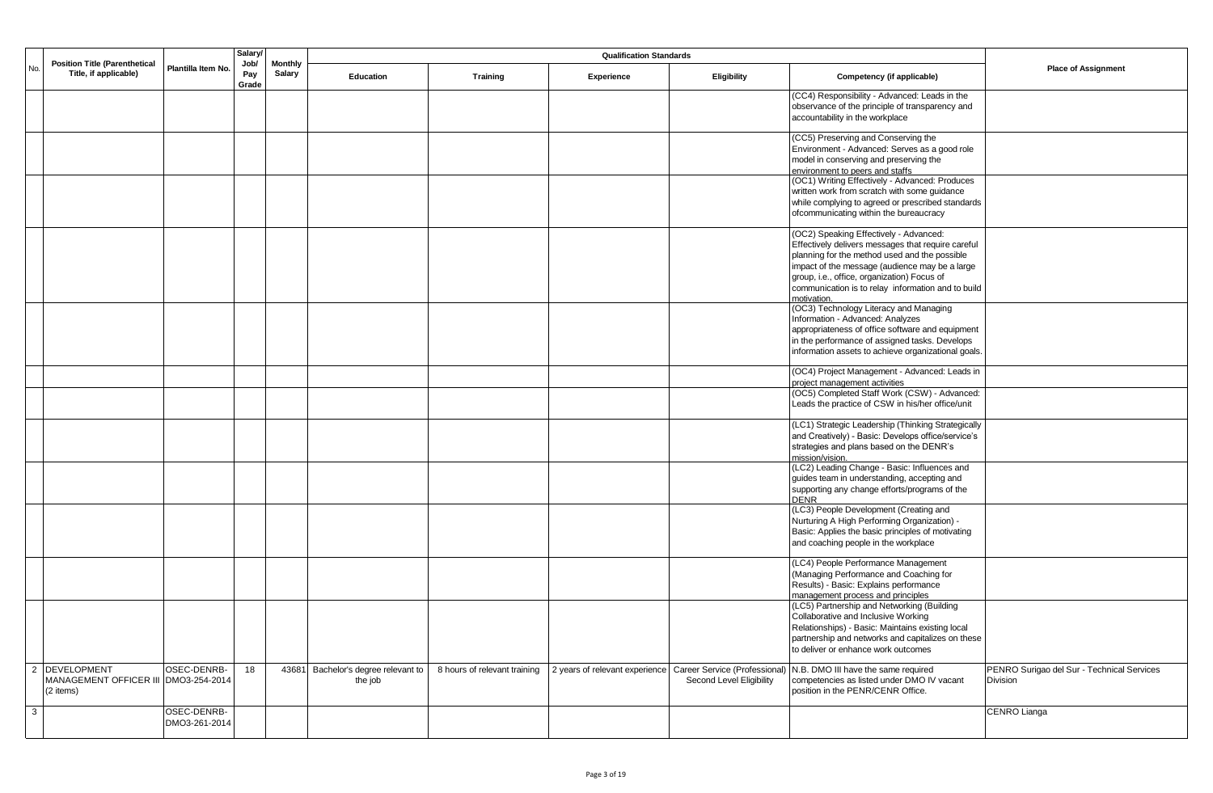| No. | Position Title (Parenthetical Title, if applicable) | Plantilla Item No. | Salary/ Job/ Pay Grade | Monthly Salary | Qualification Standards | | | | | Place of Assignment |
|---|---|---|---|---|---|---|---|---|---|---|
| | | | | | Education | Training | Experience | Eligibility | Competency (if applicable) | |
| | | | | | | | | | (CC4) Responsibility - Advanced: Leads in the observance of the principle of transparency and accountability in the workplace | |
| | | | | | | | | | (CC5) Preserving and Conserving the Environment - Advanced: Serves as a good role model in conserving and preserving the environment to peers and staffs | |
| | | | | | | | | | (OC1) Writing Effectively - Advanced: Produces written work from scratch with some guidance while complying to agreed or prescribed standards ofcommunicating within the bureaucracy | |
| | | | | | | | | | (OC2) Speaking Effectively - Advanced: Effectively delivers messages that require careful planning for the method used and the possible impact of the message (audience may be a large group, i.e., office, organization) Focus of communication is to relay information and to build motivation. | |
| | | | | | | | | | (OC3) Technology Literacy and Managing Information - Advanced: Analyzes appropriateness of office software and equipment in the performance of assigned tasks. Develops information assets to achieve organizational goals. | |
| | | | | | | | | | (OC4) Project Management - Advanced: Leads in project management activities | |
| | | | | | | | | | (OC5) Completed Staff Work (CSW) - Advanced: Leads the practice of CSW in his/her office/unit | |
| | | | | | | | | | (LC1) Strategic Leadership (Thinking Strategically and Creatively) - Basic: Develops office/service's strategies and plans based on the DENR's mission/vision. | |
| | | | | | | | | | (LC2) Leading Change - Basic: Influences and guides team in understanding, accepting and supporting any change efforts/programs of the DENR | |
| | | | | | | | | | (LC3) People Development (Creating and Nurturing A High Performing Organization) - Basic: Applies the basic principles of motivating and coaching people in the workplace | |
| | | | | | | | | | (LC4) People Performance Management (Managing Performance and Coaching for Results) - Basic: Explains performance management process and principles | |
| | | | | | | | | | (LC5) Partnership and Networking (Building Collaborative and Inclusive Working Relationships) - Basic: Maintains existing local partnership and networks and capitalizes on these to deliver or enhance work outcomes | |
| 2 | DEVELOPMENT MANAGEMENT OFFICER III (2 items) | OSEC-DENRB-DMO3-254-2014 | 18 | 43681 | Bachelor's degree relevant to the job | 8 hours of relevant training | 2 years of relevant experience | Career Service (Professional) Second Level Eligibility | N.B. DMO III have the same required competencies as listed under DMO IV vacant position in the PENR/CENR Office. | PENRO Surigao del Sur - Technical Services Division |
| 3 | | OSEC-DENRB-DMO3-261-2014 | | | | | | | | CENRO Lianga |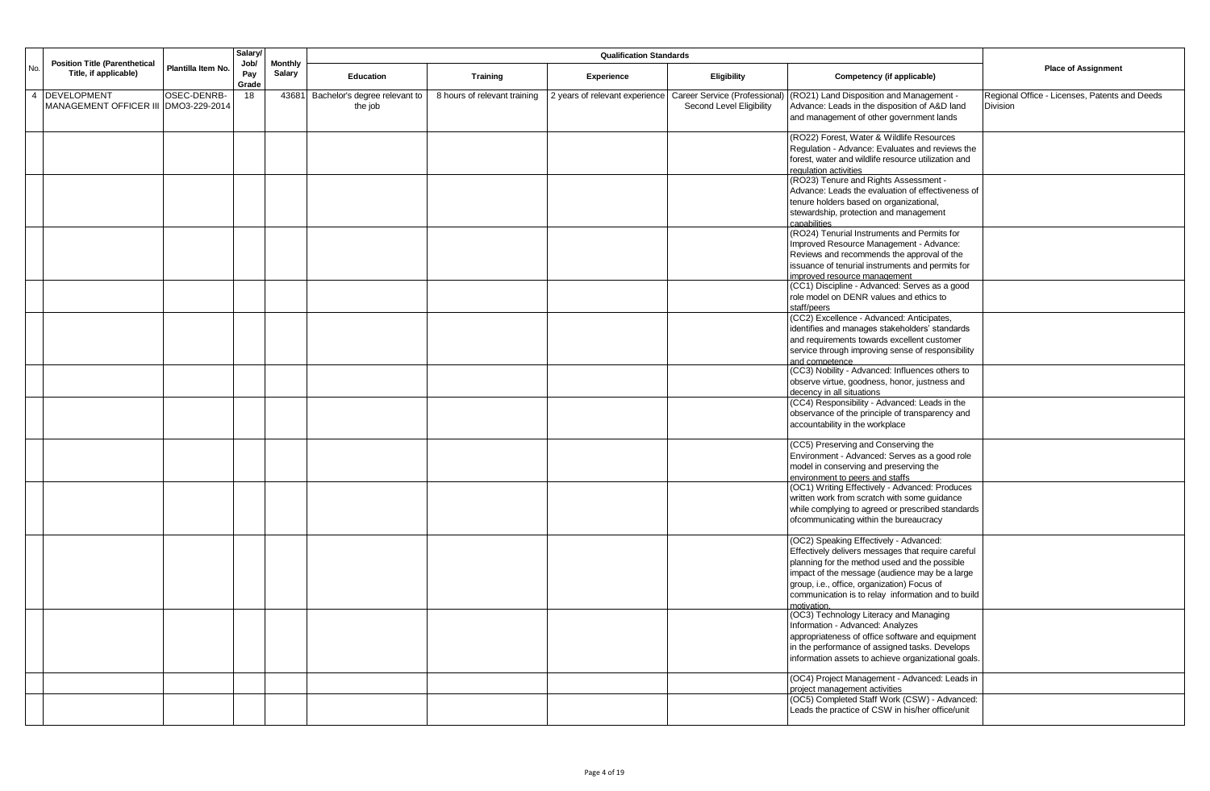| No. | Position Title (Parenthetical Title, if applicable) | Plantilla Item No. | Salary/ Job/ Pay Grade | Monthly Salary | Qualification Standards | | | | | Place of Assignment |
|---|---|---|---|---|---|---|---|---|---|---|
| | | | | | Education | Training | Experience | Eligibility | Competency (if applicable) | |
| 4 | DEVELOPMENT MANAGEMENT OFFICER III | OSEC-DENRB-DMO3-229-2014 | 18 | 43681 | Bachelor's degree relevant to the job | 8 hours of relevant training | 2 years of relevant experience | Career Service (Professional) Second Level Eligibility | (RO21) Land Disposition and Management - Advance: Leads in the disposition of A&D land and management of other government lands | Regional Office - Licenses, Patents and Deeds Division |
| | | | | | | | | | (RO22) Forest, Water & Wildlife Resources Regulation - Advance: Evaluates and reviews the forest, water and wildlife resource utilization and regulation activities | |
| | | | | | | | | | (RO23) Tenure and Rights Assessment - Advance: Leads the evaluation of effectiveness of tenure holders based on organizational, stewardship, protection and management capabilities | |
| | | | | | | | | | (RO24) Tenurial Instruments and Permits for Improved Resource Management - Advance: Reviews and recommends the approval of the issuance of tenurial instruments and permits for improved resource management | |
| | | | | | | | | | (CC1) Discipline - Advanced: Serves as a good role model on DENR values and ethics to staff/peers | |
| | | | | | | | | | (CC2) Excellence - Advanced: Anticipates, identifies and manages stakeholders' standards and requirements towards excellent customer service through improving sense of responsibility and competence | |
| | | | | | | | | | (CC3) Nobility - Advanced: Influences others to observe virtue, goodness, honor, justness and decency in all situations | |
| | | | | | | | | | (CC4) Responsibility - Advanced: Leads in the observance of the principle of transparency and accountability in the workplace | |
| | | | | | | | | | (CC5) Preserving and Conserving the Environment - Advanced: Serves as a good role model in conserving and preserving the environment to peers and staffs | |
| | | | | | | | | | (OC1) Writing Effectively - Advanced: Produces written work from scratch with some guidance while complying to agreed or prescribed standards ofcommunicating within the bureaucracy | |
| | | | | | | | | | (OC2) Speaking Effectively - Advanced: Effectively delivers messages that require careful planning for the method used and the possible impact of the message (audience may be a large group, i.e., office, organization) Focus of communication is to relay information and to build motivation. | |
| | | | | | | | | | (OC3) Technology Literacy and Managing Information - Advanced: Analyzes appropriateness of office software and equipment in the performance of assigned tasks. Develops information assets to achieve organizational goals. | |
| | | | | | | | | | (OC4) Project Management - Advanced: Leads in project management activities | |
| | | | | | | | | | (OC5) Completed Staff Work (CSW) - Advanced: Leads the practice of CSW in his/her office/unit | |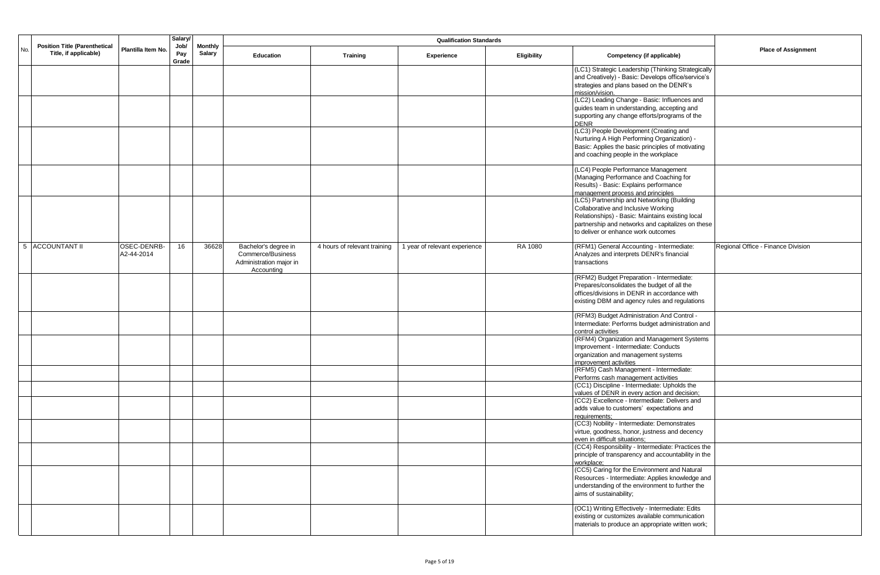| No. | Position Title (Parenthetical Title, if applicable) | Plantilla Item No. | Salary/ Job/ Pay Grade | Monthly Salary | Qualification Standards | | | | | Place of Assignment |
|---|---|---|---|---|---|---|---|---|---|---|
| | | | | | Education | Training | Experience | Eligibility | Competency (if applicable) | |
| | | | | | | | | | (LC1) Strategic Leadership (Thinking Strategically and Creatively) - Basic: Develops office/service's strategies and plans based on the DENR's mission/vision. | |
| | | | | | | | | | (LC2) Leading Change - Basic: Influences and guides team in understanding, accepting and supporting any change efforts/programs of the DENR | |
| | | | | | | | | | (LC3) People Development (Creating and Nurturing A High Performing Organization) - Basic: Applies the basic principles of motivating and coaching people in the workplace | |
| | | | | | | | | | (LC4) People Performance Management (Managing Performance and Coaching for Results) - Basic: Explains performance management process and principles | |
| | | | | | | | | | (LC5) Partnership and Networking (Building Collaborative and Inclusive Working Relationships) - Basic: Maintains existing local partnership and networks and capitalizes on these to deliver or enhance work outcomes | |
| 5 | ACCOUNTANT II | OSEC-DENRB-A2-44-2014 | 16 | 36628 | Bachelor's degree in Commerce/Business Administration major in Accounting | 4 hours of relevant training | 1 year of relevant experience | RA 1080 | (RFM1) General Accounting - Intermediate: Analyzes and interprets DENR's financial transactions | Regional Office - Finance Division |
| | | | | | | | | | (RFM2) Budget Preparation - Intermediate: Prepares/consolidates the budget of all the offices/divisions in DENR in accordance with existing DBM and agency rules and regulations | |
| | | | | | | | | | (RFM3) Budget Administration And Control - Intermediate: Performs budget administration and control activities | |
| | | | | | | | | | (RFM4) Organization and Management Systems Improvement - Intermediate: Conducts organization and management systems improvement activities | |
| | | | | | | | | | (RFM5) Cash Management - Intermediate: Performs cash management activities | |
| | | | | | | | | | (CC1) Discipline - Intermediate: Upholds the values of DENR in every action and decision; | |
| | | | | | | | | | (CC2) Excellence - Intermediate: Delivers and adds value to customers' expectations and requirements; | |
| | | | | | | | | | (CC3) Nobility - Intermediate: Demonstrates virtue, goodness, honor, justness and decency even in difficult situations; | |
| | | | | | | | | | (CC4) Responsibility - Intermediate: Practices the principle of transparency and accountability in the workplace; | |
| | | | | | | | | | (CC5) Caring for the Environment and Natural Resources - Intermediate: Applies knowledge and understanding of the environment to further the aims of sustainability; | |
| | | | | | | | | | (OC1) Writing Effectively - Intermediate: Edits existing or customizes available communication materials to produce an appropriate written work; | |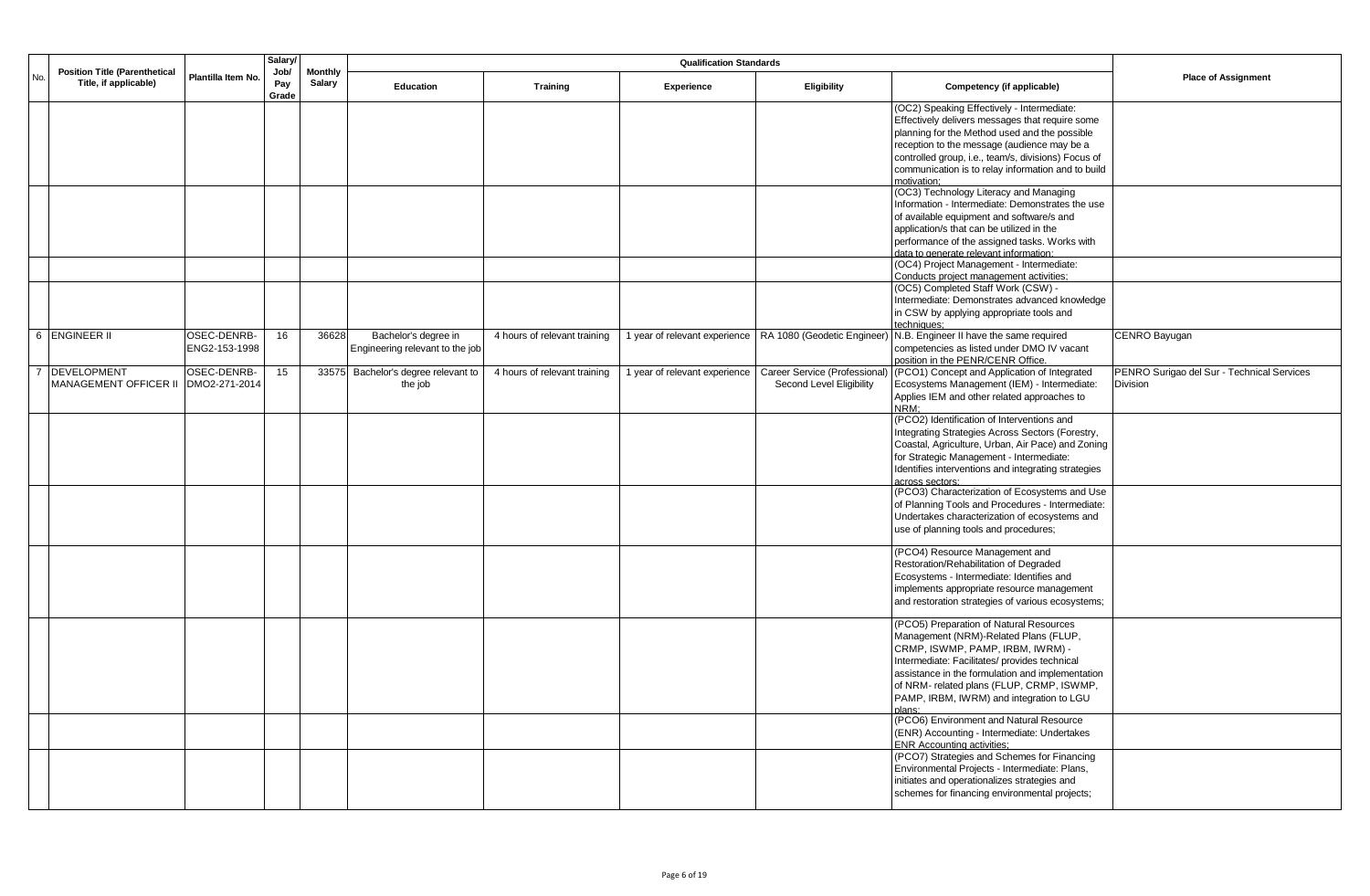| No. | Position Title (Parenthetical Title, if applicable) | Plantilla Item No. | Salary/ Job/ Pay Grade | Monthly Salary | Qualification Standards | | | | | Place of Assignment |
|---|---|---|---|---|---|---|---|---|---|---|
| | | | | | Education | Training | Experience | Eligibility | Competency (if applicable) | |
| | | | | | | | | | (OC2) Speaking Effectively - Intermediate: Effectively delivers messages that require some planning for the Method used and the possible reception to the message (audience may be a controlled group, i.e., team/s, divisions) Focus of communication is to relay information and to build motivation; | |
| | | | | | | | | | (OC3) Technology Literacy and Managing Information - Intermediate: Demonstrates the use of available equipment and software/s and application/s that can be utilized in the performance of the assigned tasks. Works with data to generate relevant information; | |
| | | | | | | | | | (OC4) Project Management - Intermediate: Conducts project management activities; | |
| | | | | | | | | | (OC5) Completed Staff Work (CSW) - Intermediate: Demonstrates advanced knowledge in CSW by applying appropriate tools and techniques; | |
| 6 | ENGINEER II | OSEC-DENRB-ENG2-153-1998 | 16 | 36628 | Bachelor's degree in Engineering relevant to the job | 4 hours of relevant training | 1 year of relevant experience | RA 1080 (Geodetic Engineer) | N.B. Engineer II have the same required competencies as listed under DMO IV vacant position in the PENR/CENR Office. | CENRO Bayugan |
| 7 | DEVELOPMENT MANAGEMENT OFFICER II | OSEC-DENRB-DMO2-271-2014 | 15 | 33575 | Bachelor's degree relevant to the job | 4 hours of relevant training | 1 year of relevant experience | Career Service (Professional) Second Level Eligibility | (PCO1) Concept and Application of Integrated Ecosystems Management (IEM) - Intermediate: Applies IEM and other related approaches to NRM; | PENRO Surigao del Sur - Technical Services Division |
| | | | | | | | | | (PCO2) Identification of Interventions and Integrating Strategies Across Sectors (Forestry, Coastal, Agriculture, Urban, Air Pace) and Zoning for Strategic Management - Intermediate: Identifies interventions and integrating strategies across sectors; | |
| | | | | | | | | | (PCO3) Characterization of Ecosystems and Use of Planning Tools and Procedures - Intermediate: Undertakes characterization of ecosystems and use of planning tools and procedures; | |
| | | | | | | | | | (PCO4) Resource Management and Restoration/Rehabilitation of Degraded Ecosystems - Intermediate: Identifies and implements appropriate resource management and restoration strategies of various ecosystems; | |
| | | | | | | | | | (PCO5) Preparation of Natural Resources Management (NRM)-Related Plans (FLUP, CRMP, ISWMP, PAMP, IRBM, IWRM) - Intermediate: Facilitates/ provides technical assistance in the formulation and implementation of NRM- related plans (FLUP, CRMP, ISWMP, PAMP, IRBM, IWRM) and integration to LGU plans; | |
| | | | | | | | | | (PCO6) Environment and Natural Resource (ENR) Accounting - Intermediate: Undertakes ENR Accounting activities; | |
| | | | | | | | | | (PCO7) Strategies and Schemes for Financing Environmental Projects - Intermediate: Plans, initiates and operationalizes strategies and schemes for financing environmental projects; | |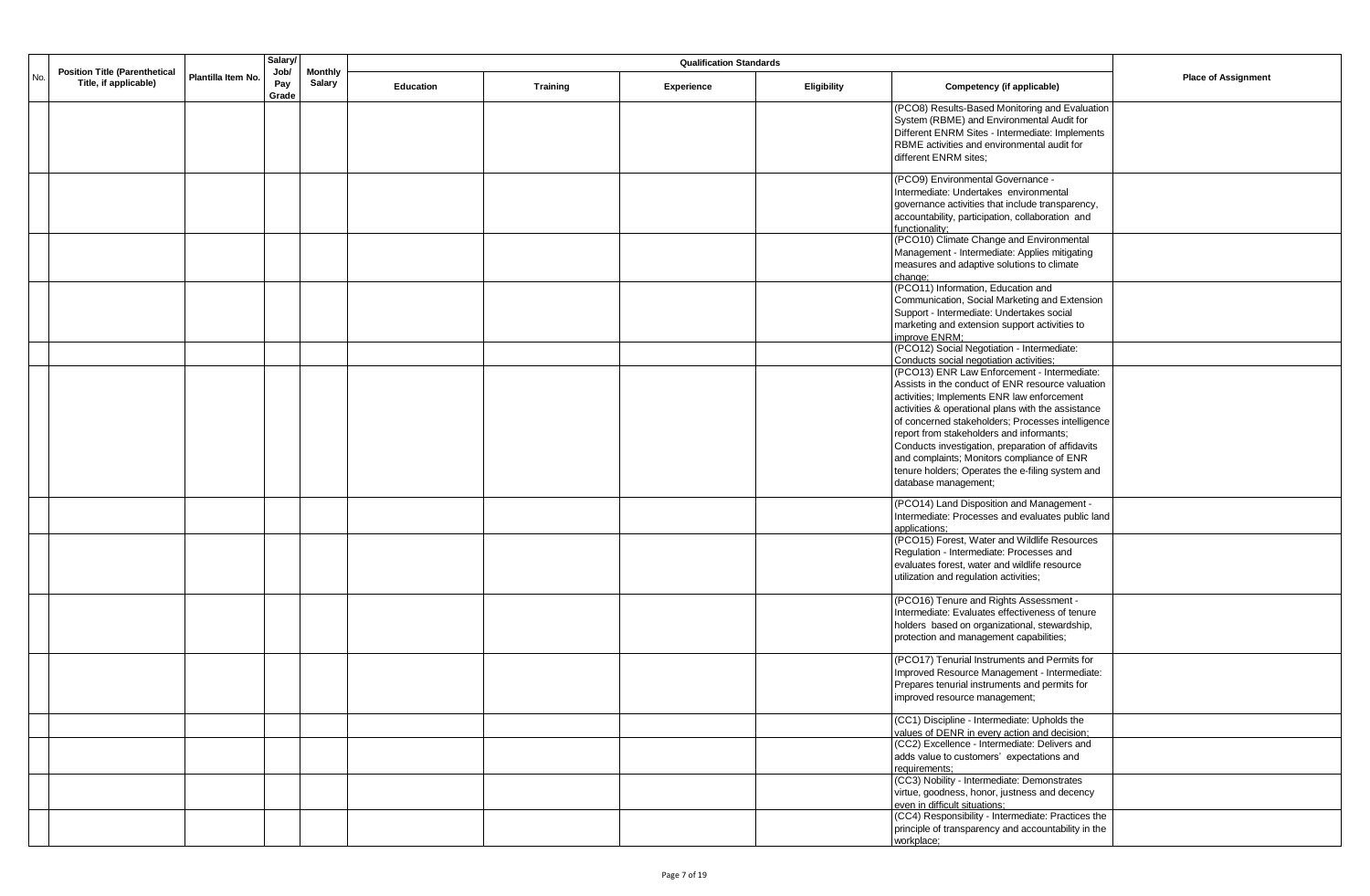| No. | Position Title (Parenthetical Title, if applicable) | Plantilla Item No. | Salary/ Job/ Pay Grade | Monthly Salary | Qualification Standards | | | | | Place of Assignment |
|---|---|---|---|---|---|---|---|---|---|---|
| | | | | | Education | Training | Experience | Eligibility | Competency (if applicable) | |
| | | | | | | | | | (PCO8) Results-Based Monitoring and Evaluation System (RBME) and Environmental Audit for Different ENRM Sites - Intermediate: Implements RBME activities and environmental audit for different ENRM sites; | |
| | | | | | | | | | (PCO9) Environmental Governance - Intermediate: Undertakes environmental governance activities that include transparency, accountability, participation, collaboration and functionality; | |
| | | | | | | | | | (PCO10) Climate Change and Environmental Management - Intermediate: Applies mitigating measures and adaptive solutions to climate change; | |
| | | | | | | | | | (PCO11) Information, Education and Communication, Social Marketing and Extension Support - Intermediate: Undertakes social marketing and extension support activities to improve ENRM; | |
| | | | | | | | | | (PCO12) Social Negotiation - Intermediate: Conducts social negotiation activities; | |
| | | | | | | | | | (PCO13) ENR Law Enforcement - Intermediate: Assists in the conduct of ENR resource valuation activities; Implements ENR law enforcement activities & operational plans with the assistance of concerned stakeholders; Processes intelligence report from stakeholders and informants; Conducts investigation, preparation of affidavits and complaints; Monitors compliance of ENR tenure holders; Operates the e-filing system and database management; | |
| | | | | | | | | | (PCO14) Land Disposition and Management - Intermediate: Processes and evaluates public land applications; | |
| | | | | | | | | | (PCO15) Forest, Water and Wildlife Resources Regulation - Intermediate: Processes and evaluates forest, water and wildlife resource utilization and regulation activities; | |
| | | | | | | | | | (PCO16) Tenure and Rights Assessment - Intermediate: Evaluates effectiveness of tenure holders based on organizational, stewardship, protection and management capabilities; | |
| | | | | | | | | | (PCO17) Tenurial Instruments and Permits for Improved Resource Management - Intermediate: Prepares tenurial instruments and permits for improved resource management; | |
| | | | | | | | | | (CC1) Discipline - Intermediate: Upholds the values of DENR in every action and decision; | |
| | | | | | | | | | (CC2) Excellence - Intermediate: Delivers and adds value to customers` expectations and requirements; | |
| | | | | | | | | | (CC3) Nobility - Intermediate: Demonstrates virtue, goodness, honor, justness and decency even in difficult situations; | |
| | | | | | | | | | (CC4) Responsibility - Intermediate: Practices the principle of transparency and accountability in the workplace; | |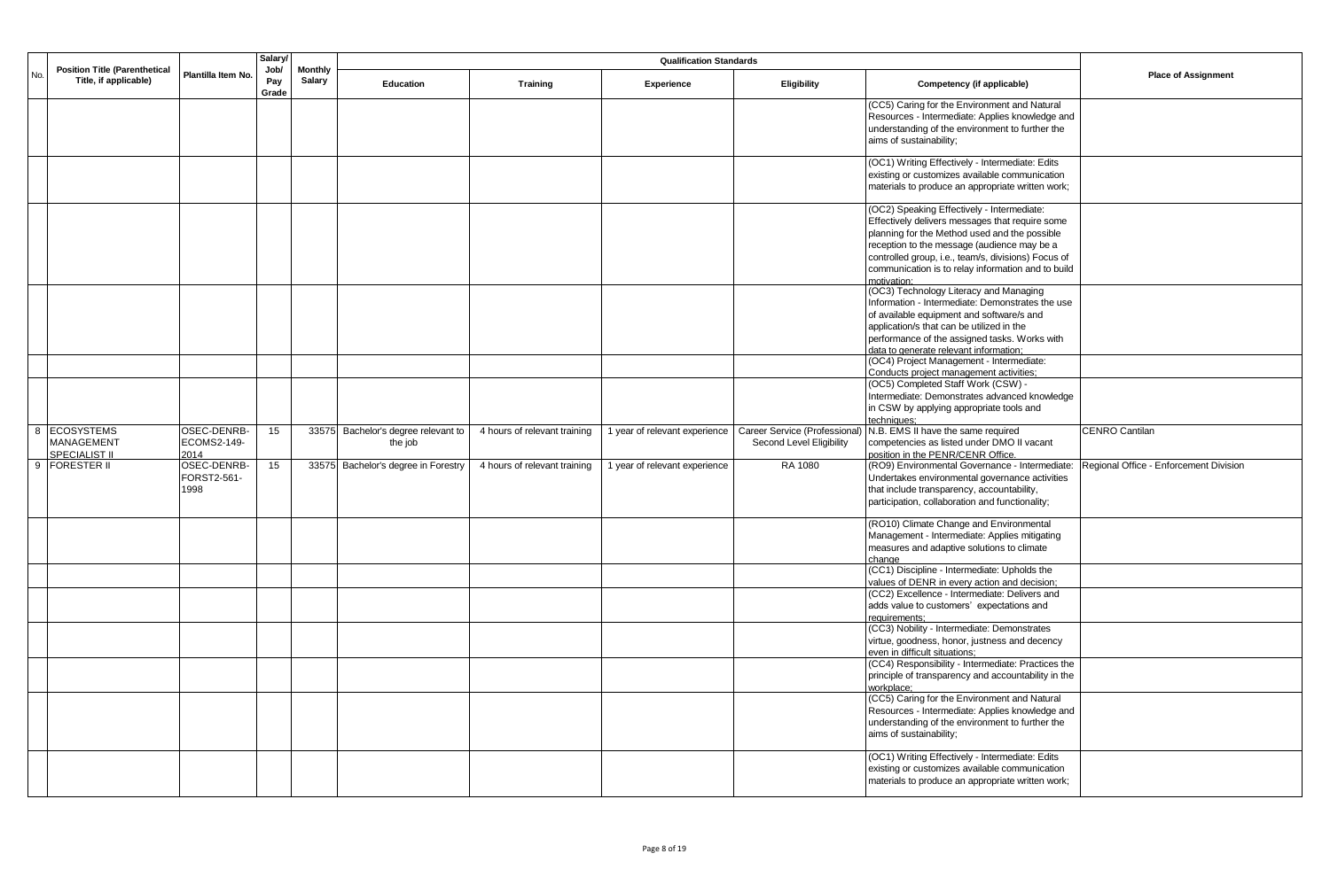| No. | Position Title (Parenthetical Title, if applicable) | Plantilla Item No. | Salary/ Job/ Pay Grade | Monthly Salary | Qualification Standards | | | | | Place of Assignment |
|---|---|---|---|---|---|---|---|---|---|---|
| | | | | | Education | Training | Experience | Eligibility | Competency (if applicable) | |
| | | | | | | | | | (CC5) Caring for the Environment and Natural Resources - Intermediate: Applies knowledge and understanding of the environment to further the aims of sustainability; | |
| | | | | | | | | | (OC1) Writing Effectively - Intermediate: Edits existing or customizes available communication materials to produce an appropriate written work; | |
| | | | | | | | | | (OC2) Speaking Effectively - Intermediate: Effectively delivers messages that require some planning for the Method used and the possible reception to the message (audience may be a controlled group, i.e., team/s, divisions) Focus of communication is to relay information and to build motivation; | |
| | | | | | | | | | (OC3) Technology Literacy and Managing Information - Intermediate: Demonstrates the use of available equipment and software/s and application/s that can be utilized in the performance of the assigned tasks. Works with data to generate relevant information; | |
| | | | | | | | | | (OC4) Project Management - Intermediate: Conducts project management activities; | |
| | | | | | | | | | (OC5) Completed Staff Work (CSW) - Intermediate: Demonstrates advanced knowledge in CSW by applying appropriate tools and techniques; | |
| 8 | ECOSYSTEMS MANAGEMENT SPECIALIST II | OSEC-DENRB-ECOMS2-149-2014 | 15 | 33575 | Bachelor's degree relevant to the job | 4 hours of relevant training | 1 year of relevant experience | Career Service (Professional) Second Level Eligibility | N.B. EMS II have the same required competencies as listed under DMO II vacant position in the PENR/CENR Office. | CENRO Cantilan |
| 9 | FORESTER II | OSEC-DENRB-FORST2-561-1998 | 15 | 33575 | Bachelor's degree in Forestry | 4 hours of relevant training | 1 year of relevant experience | RA 1080 | (RO9) Environmental Governance - Intermediate: Undertakes environmental governance activities that include transparency, accountability, participation, collaboration and functionality; | Regional Office - Enforcement Division |
| | | | | | | | | | (RO10) Climate Change and Environmental Management - Intermediate: Applies mitigating measures and adaptive solutions to climate change | |
| | | | | | | | | | (CC1) Discipline - Intermediate: Upholds the values of DENR in every action and decision; | |
| | | | | | | | | | (CC2) Excellence - Intermediate: Delivers and adds value to customers' expectations and requirements; | |
| | | | | | | | | | (CC3) Nobility - Intermediate: Demonstrates virtue, goodness, honor, justness and decency even in difficult situations; | |
| | | | | | | | | | (CC4) Responsibility - Intermediate: Practices the principle of transparency and accountability in the workplace; | |
| | | | | | | | | | (CC5) Caring for the Environment and Natural Resources - Intermediate: Applies knowledge and understanding of the environment to further the aims of sustainability; | |
| | | | | | | | | | (OC1) Writing Effectively - Intermediate: Edits existing or customizes available communication materials to produce an appropriate written work; | |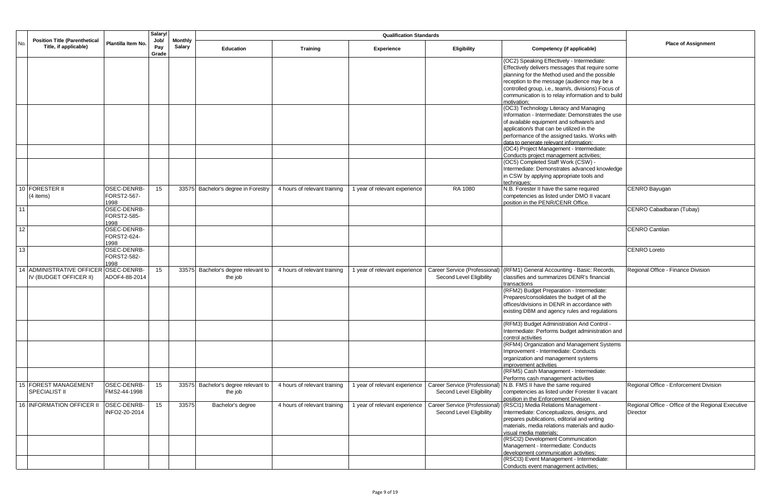| No. | Position Title (Parenthetical Title, if applicable) | Plantilla Item No. | Salary/ Job/ Pay Grade | Monthly Salary | Qualification Standards | | | | | Place of Assignment |
|---|---|---|---|---|---|---|---|---|---|---|
| | | | | | Education | Training | Experience | Eligibility | Competency (if applicable) | |
| | | | | | | | | | (OC2) Speaking Effectively - Intermediate: Effectively delivers messages that require some planning for the Method used and the possible reception to the message (audience may be a controlled group, i.e., team/s, divisions) Focus of communication is to relay information and to build motivation; | |
| | | | | | | | | | (OC3) Technology Literacy and Managing Information - Intermediate: Demonstrates the use of available equipment and software/s and application/s that can be utilized in the performance of the assigned tasks. Works with data to generate relevant information; | |
| | | | | | | | | | (OC4) Project Management - Intermediate: Conducts project management activities; | |
| | | | | | | | | | (OC5) Completed Staff Work (CSW) - Intermediate: Demonstrates advanced knowledge in CSW by applying appropriate tools and techniques; | |
| 10 | FORESTER II (4 items) | OSEC-DENRB-FORST2-567-1998 | 15 | 33575 | Bachelor's degree in Forestry | 4 hours of relevant training | 1 year of relevant experience | RA 1080 | N.B. Forester II have the same required competencies as listed under DMO II vacant position in the PENR/CENR Office. | CENRO Bayugan |
| 11 | | OSEC-DENRB-FORST2-585-1998 | | | | | | | | CENRO Cabadbaran (Tubay) |
| 12 | | OSEC-DENRB-FORST2-624-1998 | | | | | | | | CENRO Cantilan |
| 13 | | OSEC-DENRB-FORST2-582-1998 | | | | | | | | CENRO Loreto |
| 14 | ADMINISTRATIVE OFFICER IV (BUDGET OFFICER II) | OSEC-DENRB-ADOF4-88-2014 | 15 | 33575 | Bachelor's degree relevant to the job | 4 hours of relevant training | 1 year of relevant experience | Career Service (Professional) Second Level Eligibility | (RFM1) General Accounting - Basic: Records, classifies and summarizes DENR's financial transactions | Regional Office - Finance Division |
| | | | | | | | | | (RFM2) Budget Preparation - Intermediate: Prepares/consolidates the budget of all the offices/divisions in DENR in accordance with existing DBM and agency rules and regulations | |
| | | | | | | | | | (RFM3) Budget Administration And Control - Intermediate: Performs budget administration and control activities | |
| | | | | | | | | | (RFM4) Organization and Management Systems Improvement - Intermediate: Conducts organization and management systems improvement activities | |
| | | | | | | | | | (RFM5) Cash Management - Intermediate: Performs cash management activities | |
| 15 | FOREST MANAGEMENT SPECIALIST II | OSEC-DENRB-FMS2-44-1998 | 15 | 33575 | Bachelor's degree relevant to the job | 4 hours of relevant training | 1 year of relevant experience | Career Service (Professional) Second Level Eligibility | N.B. FMS II have the same required competencies as listed under Forester II vacant position in the Enforcement Division. | Regional Office - Enforcement Division |
| 16 | INFORMATION OFFICER II | OSEC-DENRB-INFO2-20-2014 | 15 | 33575 | Bachelor's degree | 4 hours of relevant training | 1 year of relevant experience | Career Service (Professional) Second Level Eligibility | (RSCI1) Media Relations Management - Intermediate: Conceptualizes, designs, and prepares publications, editorial and writing materials, media relations materials and audio-visual media materials; | Regional Office - Office of the Regional Executive Director |
| | | | | | | | | | (RSCI2) Development Communication Management - Intermediate: Conducts development communication activities; | |
| | | | | | | | | | (RSCI3) Event Management - Intermediate: Conducts event management activities; | |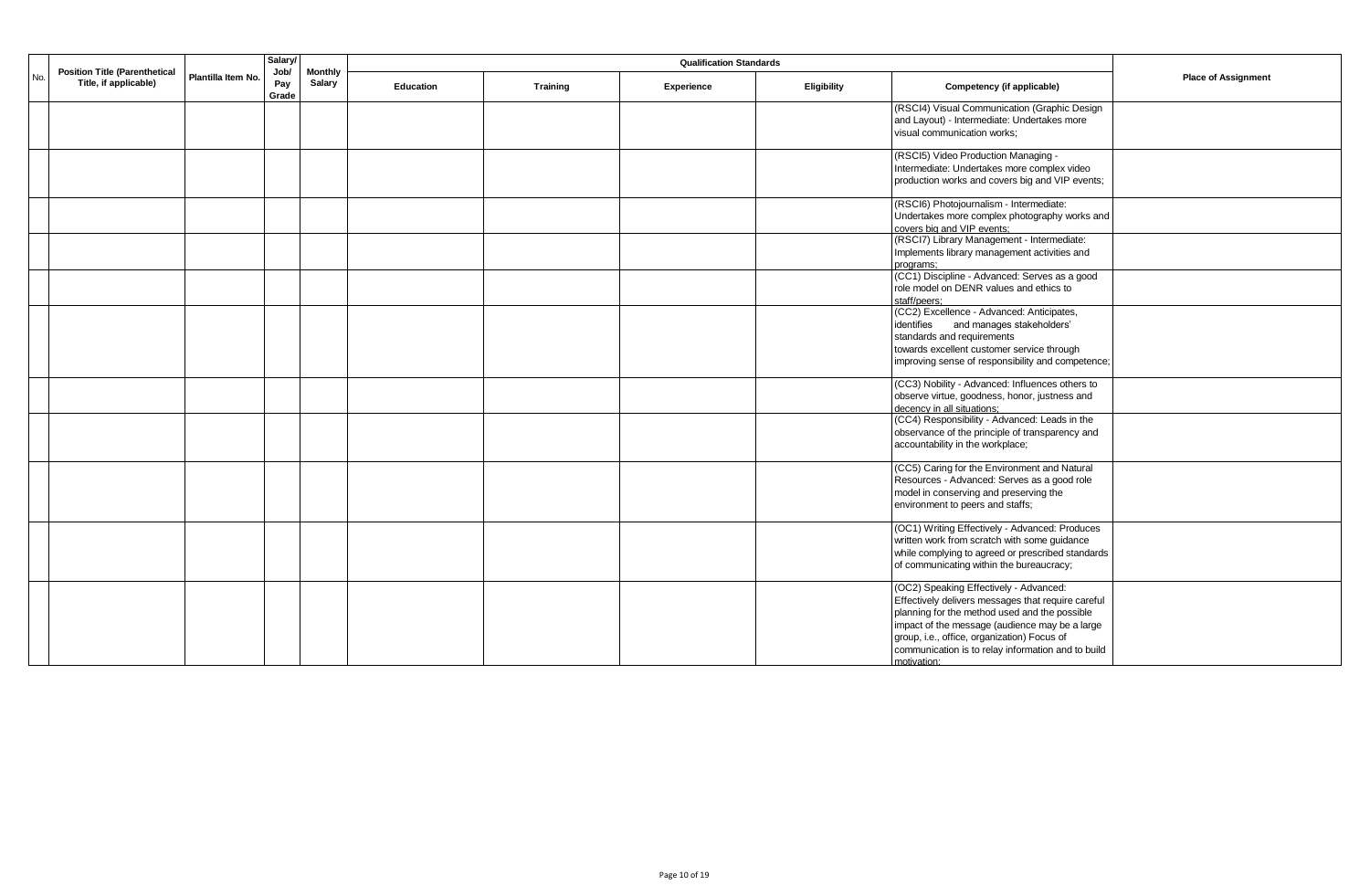| No. | Position Title (Parenthetical Title, if applicable) | Plantilla Item No. | Salary/ Job/ Pay Grade | Monthly Salary | Qualification Standards | | | | | Place of Assignment |
|---|---|---|---|---|---|---|---|---|---|---|
| | | | | | Education | Training | Experience | Eligibility | Competency (if applicable) | |
| | | | | | | | | | (RSCI4) Visual Communication (Graphic Design and Layout) - Intermediate: Undertakes more visual communication works; | |
| | | | | | | | | | (RSCI5) Video Production Managing - Intermediate: Undertakes more complex video production works and covers big and VIP events; | |
| | | | | | | | | | (RSCI6) Photojournalism - Intermediate: Undertakes more complex photography works and covers big and VIP events; | |
| | | | | | | | | | (RSCI7) Library Management - Intermediate: Implements library management activities and programs; | |
| | | | | | | | | | (CC1) Discipline - Advanced: Serves as a good role model on DENR values and ethics to staff/peers; | |
| | | | | | | | | | (CC2) Excellence - Advanced: Anticipates, identifies and manages stakeholders' standards and requirements towards excellent customer service through improving sense of responsibility and competence; | |
| | | | | | | | | | (CC3) Nobility - Advanced: Influences others to observe virtue, goodness, honor, justness and decency in all situations; | |
| | | | | | | | | | (CC4) Responsibility - Advanced: Leads in the observance of the principle of transparency and accountability in the workplace; | |
| | | | | | | | | | (CC5) Caring for the Environment and Natural Resources - Advanced: Serves as a good role model in conserving and preserving the environment to peers and staffs; | |
| | | | | | | | | | (OC1) Writing Effectively - Advanced: Produces written work from scratch with some guidance while complying to agreed or prescribed standards of communicating within the bureaucracy; | |
| | | | | | | | | | (OC2) Speaking Effectively - Advanced: Effectively delivers messages that require careful planning for the method used and the possible impact of the message (audience may be a large group, i.e., office, organization) Focus of communication is to relay information and to build motivation; | |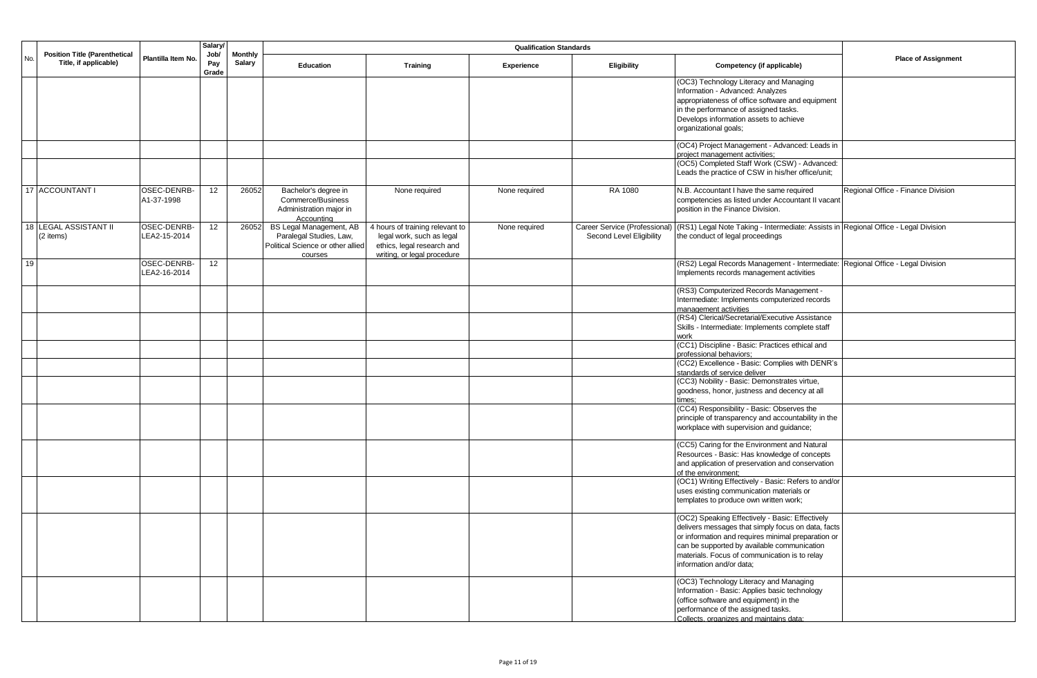| No. | Position Title (Parenthetical Title, if applicable) | Plantilla Item No. | Salary/ Job/ Pay Grade | Monthly Salary | Qualification Standards | | | | | Place of Assignment |
|---|---|---|---|---|---|---|---|---|---|---|
| | | | | | Education | Training | Experience | Eligibility | Competency (if applicable) | |
| | | | | | | | | | (OC3) Technology Literacy and Managing Information - Advanced: Analyzes appropriateness of office software and equipment in the performance of assigned tasks. Develops information assets to achieve organizational goals; | |
| | | | | | | | | | (OC4) Project Management - Advanced: Leads in project management activities; | |
| | | | | | | | | | (OC5) Completed Staff Work (CSW) - Advanced: Leads the practice of CSW in his/her office/unit; | |
| 17 | ACCOUNTANT I | OSEC-DENRB-A1-37-1998 | 12 | 26052 | Bachelor's degree in Commerce/Business Administration major in Accounting | None required | None required | RA 1080 | N.B. Accountant I have the same required competencies as listed under Accountant II vacant position in the Finance Division. | Regional Office - Finance Division |
| 18 | LEGAL ASSISTANT II (2 items) | OSEC-DENRB-LEA2-15-2014 | 12 | 26052 | BS Legal Management, AB Paralegal Studies, Law, Political Science or other allied courses | 4 hours of training relevant to legal work, such as legal ethics, legal research and writing, or legal procedure | None required | Career Service (Professional) Second Level Eligibility | (RS1) Legal Note Taking - Intermediate: Assists in the conduct of legal proceedings | Regional Office - Legal Division |
| 19 | | OSEC-DENRB-LEA2-16-2014 | 12 | | | | | | (RS2) Legal Records Management - Intermediate: Implements records management activities | Regional Office - Legal Division |
| | | | | | | | | | (RS3) Computerized Records Management - Intermediate: Implements computerized records management activities | |
| | | | | | | | | | (RS4) Clerical/Secretarial/Executive Assistance Skills - Intermediate: Implements complete staff work | |
| | | | | | | | | | (CC1) Discipline - Basic: Practices ethical and professional behaviors; | |
| | | | | | | | | | (CC2) Excellence - Basic: Complies with DENR's standards of service deliver | |
| | | | | | | | | | (CC3) Nobility - Basic: Demonstrates virtue, goodness, honor, justness and decency at all times; | |
| | | | | | | | | | (CC4) Responsibility - Basic: Observes the principle of transparency and accountability in the workplace with supervision and guidance; | |
| | | | | | | | | | (CC5) Caring for the Environment and Natural Resources - Basic: Has knowledge of concepts and application of preservation and conservation of the environment; | |
| | | | | | | | | | (OC1) Writing Effectively - Basic: Refers to and/or uses existing communication materials or templates to produce own written work; | |
| | | | | | | | | | (OC2) Speaking Effectively - Basic: Effectively delivers messages that simply focus on data, facts or information and requires minimal preparation or can be supported by available communication materials. Focus of communication is to relay information and/or data; | |
| | | | | | | | | | (OC3) Technology Literacy and Managing Information - Basic: Applies basic technology (office software and equipment) in the performance of the assigned tasks. Collects, organizes and maintains data; | |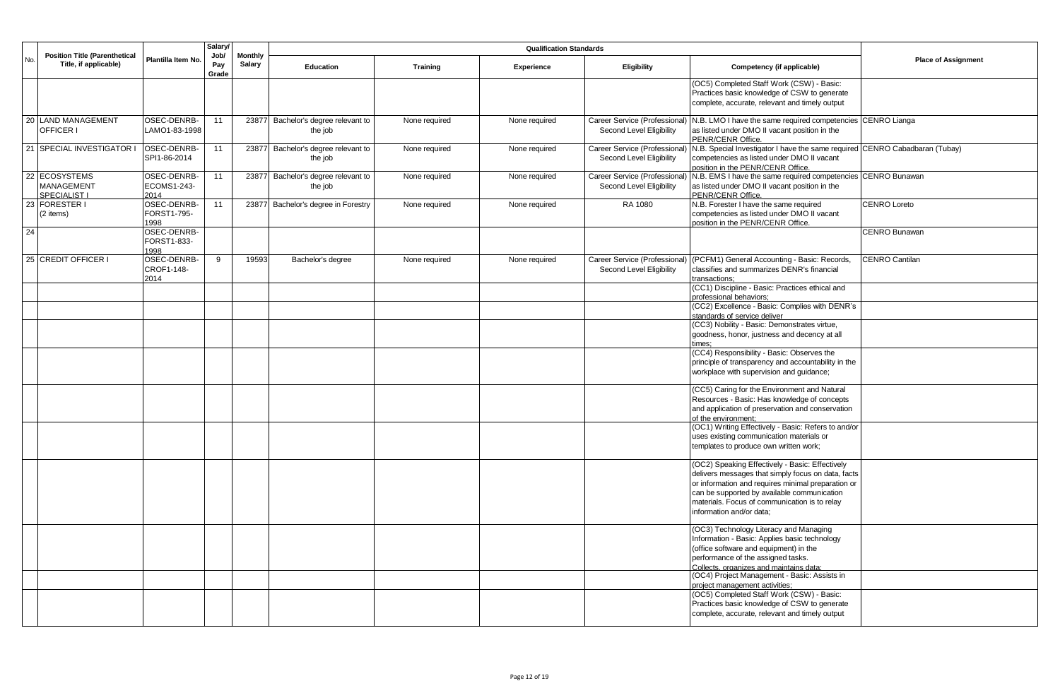| No. | Position Title (Parenthetical Title, if applicable) | Plantilla Item No. | Salary/ Job/ Pay Grade | Monthly Salary | Qualification Standards | | | | | Place of Assignment |
|---|---|---|---|---|---|---|---|---|---|---|
| | | | | | Education | Training | Experience | Eligibility | Competency (if applicable) | |
| | | | | | | | | | (OC5) Completed Staff Work (CSW) - Basic: Practices basic knowledge of CSW to generate complete, accurate, relevant and timely output | |
| 20 | LAND MANAGEMENT OFFICER I | OSEC-DENRB-LAMO1-83-1998 | 11 | 23877 | Bachelor's degree relevant to the job | None required | None required | Career Service (Professional) Second Level Eligibility | N.B. LMO I have the same required competencies as listed under DMO II vacant position in the PENR/CENR Office. | CENRO Lianga |
| 21 | SPECIAL INVESTIGATOR I | OSEC-DENRB-SPI1-86-2014 | 11 | 23877 | Bachelor's degree relevant to the job | None required | None required | Career Service (Professional) Second Level Eligibility | N.B. Special Investigator I have the same required competencies as listed under DMO II vacant position in the PENR/CENR Office. | CENRO Cabadbaran (Tubay) |
| 22 | ECOSYSTEMS MANAGEMENT SPECIALIST I | OSEC-DENRB-ECOMS1-243-2014 | 11 | 23877 | Bachelor's degree relevant to the job | None required | None required | Career Service (Professional) Second Level Eligibility | N.B. EMS I have the same required competencies as listed under DMO II vacant position in the PENR/CENR Office. | CENRO Bunawan |
| 23 | FORESTER I (2 items) | OSEC-DENRB-FORST1-795-1998 | 11 | 23877 | Bachelor's degree in Forestry | None required | None required | RA 1080 | N.B. Forester I have the same required competencies as listed under DMO II vacant position in the PENR/CENR Office. | CENRO Loreto |
| 24 | | OSEC-DENRB-FORST1-833-1998 | | | | | | | | CENRO Bunawan |
| 25 | CREDIT OFFICER I | OSEC-DENRB-CROF1-148-2014 | 9 | 19593 | Bachelor's degree | None required | None required | Career Service (Professional) Second Level Eligibility | (PCFM1) General Accounting - Basic: Records, classifies and summarizes DENR's financial transactions; | CENRO Cantilan |
| | | | | | | | | | (CC1) Discipline - Basic: Practices ethical and professional behaviors; | |
| | | | | | | | | | (CC2) Excellence - Basic: Complies with DENR's standards of service deliver | |
| | | | | | | | | | (CC3) Nobility - Basic: Demonstrates virtue, goodness, honor, justness and decency at all times; | |
| | | | | | | | | | (CC4) Responsibility - Basic: Observes the principle of transparency and accountability in the workplace with supervision and guidance; | |
| | | | | | | | | | (CC5) Caring for the Environment and Natural Resources - Basic: Has knowledge of concepts and application of preservation and conservation of the environment; | |
| | | | | | | | | | (OC1) Writing Effectively - Basic: Refers to and/or uses existing communication materials or templates to produce own written work; | |
| | | | | | | | | | (OC2) Speaking Effectively - Basic: Effectively delivers messages that simply focus on data, facts or information and requires minimal preparation or can be supported by available communication materials. Focus of communication is to relay information and/or data; | |
| | | | | | | | | | (OC3) Technology Literacy and Managing Information - Basic: Applies basic technology (office software and equipment) in the performance of the assigned tasks. Collects, organizes and maintains data; | |
| | | | | | | | | | (OC4) Project Management - Basic: Assists in project management activities; | |
| | | | | | | | | | (OC5) Completed Staff Work (CSW) - Basic: Practices basic knowledge of CSW to generate complete, accurate, relevant and timely output | |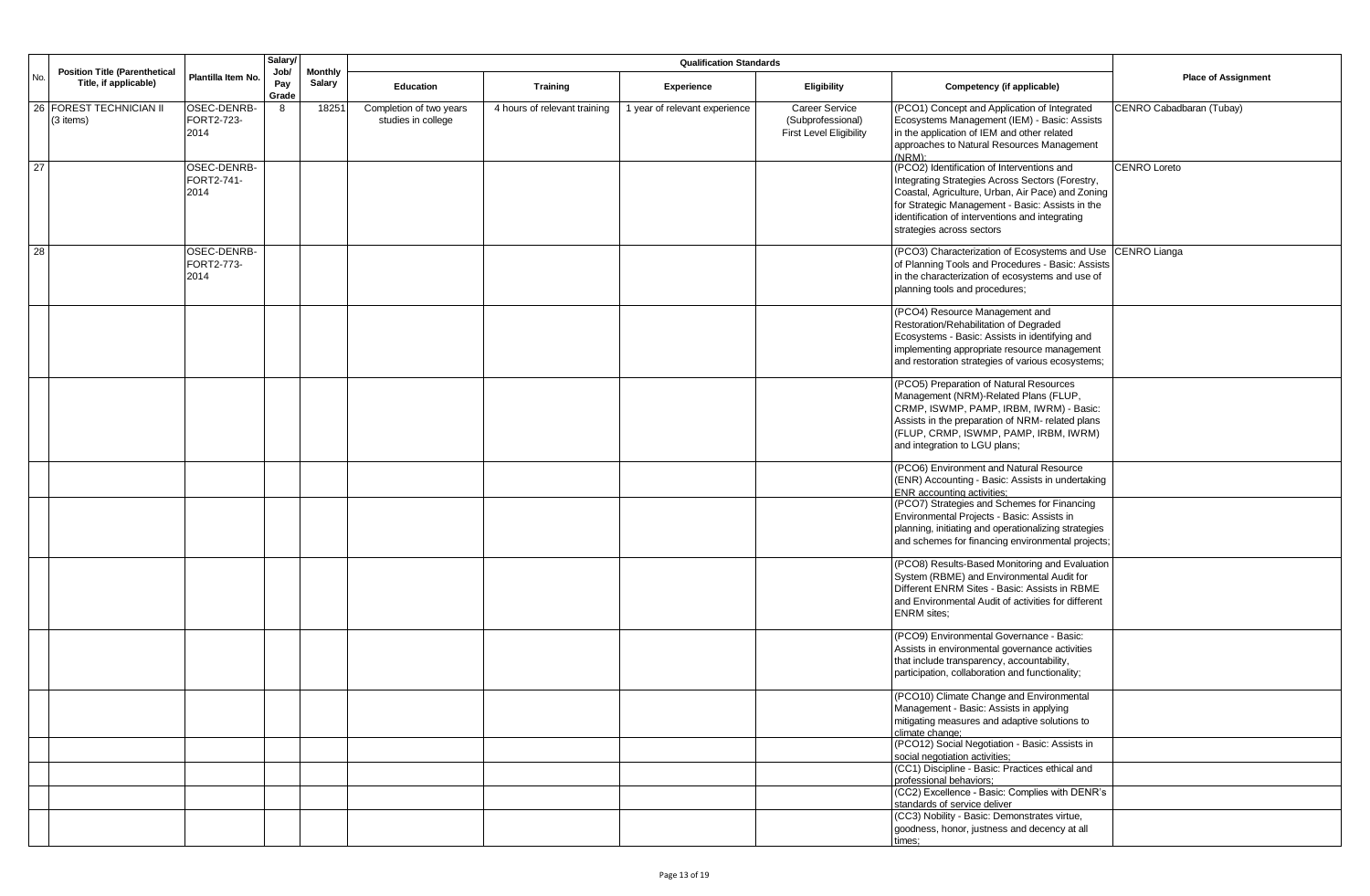| No. | Position Title (Parenthetical Title, if applicable) | Plantilla Item No. | Salary/ Job/ Pay Grade | Monthly Salary | Qualification Standards | | | | | Place of Assignment |
|---|---|---|---|---|---|---|---|---|---|---|
| | | | | | Education | Training | Experience | Eligibility | Competency (if applicable) | |
| 26 | FOREST TECHNICIAN II (3 items) | OSEC-DENRB-FORT2-723-2014 | 8 | 18251 | Completion of two years studies in college | 4 hours of relevant training | 1 year of relevant experience | Career Service (Subprofessional) First Level Eligibility | (PCO1) Concept and Application of Integrated Ecosystems Management (IEM) - Basic: Assists in the application of IEM and other related approaches to Natural Resources Management (NRM); | CENRO Cabadbaran (Tubay) |
| 27 | | OSEC-DENRB-FORT2-741-2014 | | | | | | | (PCO2) Identification of Interventions and Integrating Strategies Across Sectors (Forestry, Coastal, Agriculture, Urban, Air Pace) and Zoning for Strategic Management - Basic: Assists in the identification of interventions and integrating strategies across sectors | CENRO Loreto |
| 28 | | OSEC-DENRB-FORT2-773-2014 | | | | | | | (PCO3) Characterization of Ecosystems and Use of Planning Tools and Procedures - Basic: Assists in the characterization of ecosystems and use of planning tools and procedures; | CENRO Lianga |
| | | | | | | | | | (PCO4) Resource Management and Restoration/Rehabilitation of Degraded Ecosystems - Basic: Assists in identifying and implementing appropriate resource management and restoration strategies of various ecosystems; | |
| | | | | | | | | | (PCO5) Preparation of Natural Resources Management (NRM)-Related Plans (FLUP, CRMP, ISWMP, PAMP, IRBM, IWRM) - Basic: Assists in the preparation of NRM- related plans (FLUP, CRMP, ISWMP, PAMP, IRBM, IWRM) and integration to LGU plans; | |
| | | | | | | | | | (PCO6) Environment and Natural Resource (ENR) Accounting - Basic: Assists in undertaking ENR accounting activities; | |
| | | | | | | | | | (PCO7) Strategies and Schemes for Financing Environmental Projects - Basic: Assists in planning, initiating and operationalizing strategies and schemes for financing environmental projects; | |
| | | | | | | | | | (PCO8) Results-Based Monitoring and Evaluation System (RBME) and Environmental Audit for Different ENRM Sites - Basic: Assists in RBME and Environmental Audit of activities for different ENRM sites; | |
| | | | | | | | | | (PCO9) Environmental Governance - Basic: Assists in environmental governance activities that include transparency, accountability, participation, collaboration and functionality; | |
| | | | | | | | | | (PCO10) Climate Change and Environmental Management - Basic: Assists in applying mitigating measures and adaptive solutions to climate change; | |
| | | | | | | | | | (PCO12) Social Negotiation - Basic: Assists in social negotiation activities; | |
| | | | | | | | | | (CC1) Discipline - Basic: Practices ethical and professional behaviors; | |
| | | | | | | | | | (CC2) Excellence - Basic: Complies with DENR's standards of service deliver | |
| | | | | | | | | | (CC3) Nobility - Basic: Demonstrates virtue, goodness, honor, justness and decency at all times; | |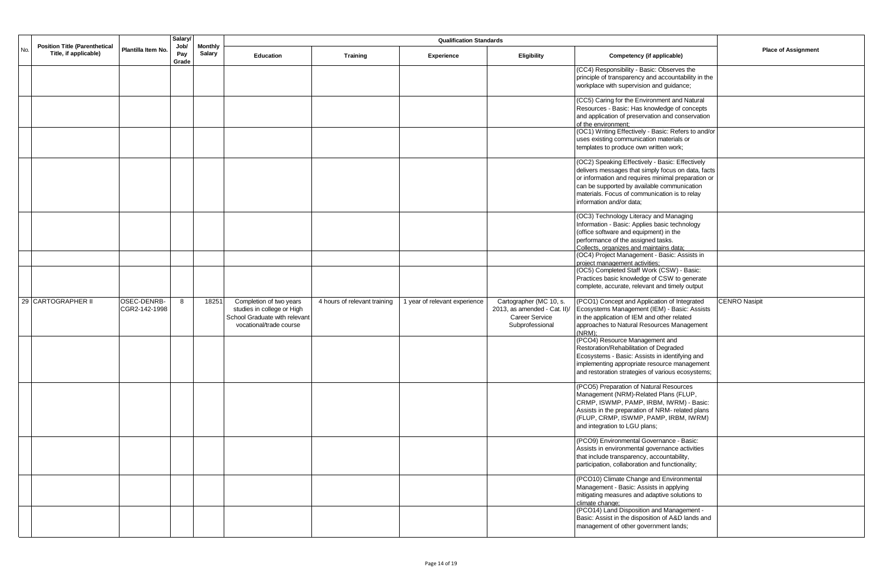| No. | Position Title (Parenthetical Title, if applicable) | Plantilla Item No. | Salary/ Job/ Pay Grade | Monthly Salary | Qualification Standards | | | | | Place of Assignment |
|---|---|---|---|---|---|---|---|---|---|---|
| | | | | | Education | Training | Experience | Eligibility | Competency (if applicable) | |
| | | | | | | | | | (CC4) Responsibility - Basic: Observes the principle of transparency and accountability in the workplace with supervision and guidance; | |
| | | | | | | | | | (CC5) Caring for the Environment and Natural Resources - Basic: Has knowledge of concepts and application of preservation and conservation of the environment; | |
| | | | | | | | | | (OC1) Writing Effectively - Basic: Refers to and/or uses existing communication materials or templates to produce own written work; | |
| | | | | | | | | | (OC2) Speaking Effectively - Basic: Effectively delivers messages that simply focus on data, facts or information and requires minimal preparation or can be supported by available communication materials. Focus of communication is to relay information and/or data; | |
| | | | | | | | | | (OC3) Technology Literacy and Managing Information - Basic: Applies basic technology (office software and equipment) in the performance of the assigned tasks. Collects, organizes and maintains data; | |
| | | | | | | | | | (OC4) Project Management - Basic: Assists in project management activities; | |
| | | | | | | | | | (OC5) Completed Staff Work (CSW) - Basic: Practices basic knowledge of CSW to generate complete, accurate, relevant and timely output | |
| 29 | CARTOGRAPHER II | OSEC-DENRB-CGR2-142-1998 | 8 | 18251 | Completion of two years studies in college or High School Graduate with relevant vocational/trade course | 4 hours of relevant training | 1 year of relevant experience | Cartographer (MC 10, s. 2013, as amended - Cat. II)/ Career Service Subprofessional | (PCO1) Concept and Application of Integrated Ecosystems Management (IEM) - Basic: Assists in the application of IEM and other related approaches to Natural Resources Management (NRM); | CENRO Nasipit |
| | | | | | | | | | (PCO4) Resource Management and Restoration/Rehabilitation of Degraded Ecosystems - Basic: Assists in identifying and implementing appropriate resource management and restoration strategies of various ecosystems; | |
| | | | | | | | | | (PCO5) Preparation of Natural Resources Management (NRM)-Related Plans (FLUP, CRMP, ISWMP, PAMP, IRBM, IWRM) - Basic: Assists in the preparation of NRM- related plans (FLUP, CRMP, ISWMP, PAMP, IRBM, IWRM) and integration to LGU plans; | |
| | | | | | | | | | (PCO9) Environmental Governance - Basic: Assists in environmental governance activities that include transparency, accountability, participation, collaboration and functionality; | |
| | | | | | | | | | (PCO10) Climate Change and Environmental Management - Basic: Assists in applying mitigating measures and adaptive solutions to climate change; | |
| | | | | | | | | | (PCO14) Land Disposition and Management - Basic: Assist in the disposition of A&D lands and management of other government lands; | |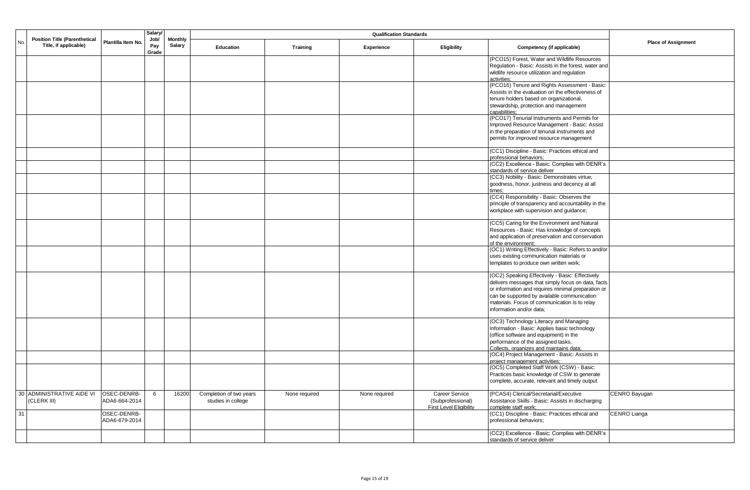| No. | Position Title (Parenthetical Title, if applicable) | Plantilla Item No. | Salary/ Job/ Pay Grade | Monthly Salary | Qualification Standards | | | | | Place of Assignment |
|---|---|---|---|---|---|---|---|---|---|---|
| | | | | | Education | Training | Experience | Eligibility | Competency (if applicable) | |
| | | | | | | | | | (PCO15) Forest, Water and Wildlife Resources Regulation - Basic: Assists in the forest, water and wildlife resource utilization and regulation activities; | |
| | | | | | | | | | (PCO16) Tenure and Rights Assessment - Basic: Assists in the evaluation on the effectiveness of tenure holders based on organizational, stewardship, protection and management capabilities; | |
| | | | | | | | | | (PCO17) Tenurial Instruments and Permits for Improved Resource Management - Basic: Assist in the preparation of tenurial instruments and permits for improved resource management | |
| | | | | | | | | | (CC1) Discipline - Basic: Practices ethical and professional behaviors; | |
| | | | | | | | | | (CC2) Excellence - Basic: Complies with DENR's standards of service deliver | |
| | | | | | | | | | (CC3) Nobility - Basic: Demonstrates virtue, goodness, honor, justness and decency at all times; | |
| | | | | | | | | | (CC4) Responsibility - Basic: Observes the principle of transparency and accountability in the workplace with supervision and guidance; | |
| | | | | | | | | | (CC5) Caring for the Environment and Natural Resources - Basic: Has knowledge of concepts and application of preservation and conservation of the environment; | |
| | | | | | | | | | (OC1) Writing Effectively - Basic: Refers to and/or uses existing communication materials or templates to produce own written work; | |
| | | | | | | | | | (OC2) Speaking Effectively - Basic: Effectively delivers messages that simply focus on data, facts or information and requires minimal preparation or can be supported by available communication materials. Focus of communication is to relay information and/or data; | |
| | | | | | | | | | (OC3) Technology Literacy and Managing Information - Basic: Applies basic technology (office software and equipment) in the performance of the assigned tasks. Collects, organizes and maintains data; | |
| | | | | | | | | | (OC4) Project Management - Basic: Assists in project management activities; | |
| | | | | | | | | | (OC5) Completed Staff Work (CSW) - Basic: Practices basic knowledge of CSW to generate complete, accurate, relevant and timely output | |
| 30 | ADMINISTRATIVE AIDE VI (CLERK III) | OSEC-DENRB-ADA6-664-2014 | 6 | 16200 | Completion of two years studies in college | None required | None required | Career Service (Subprofessional) First Level Eligibility | (PCAS4) Clerical/Secretarial/Executive Assistance Skills - Basic: Assists in discharging complete staff work; | CENRO Bayugan |
| 31 | | OSEC-DENRB-ADA6-679-2014 | | | | | | | (CC1) Discipline - Basic: Practices ethical and professional behaviors; | CENRO Lianga |
| | | | | | | | | | (CC2) Excellence - Basic: Complies with DENR's standards of service deliver | |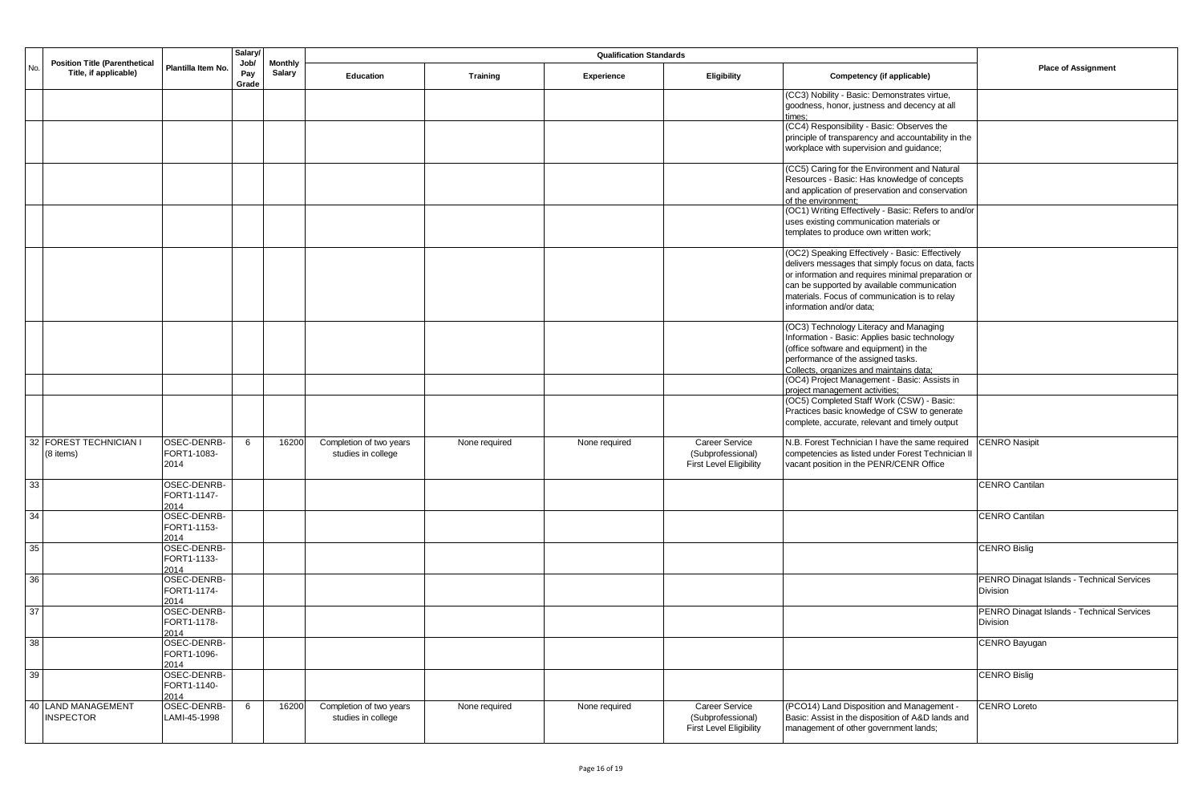| No. | Position Title (Parenthetical Title, if applicable) | Plantilla Item No. | Salary/ Job/ Pay Grade | Monthly Salary | Qualification Standards | | | | | Place of Assignment |
|---|---|---|---|---|---|---|---|---|---|---|
| | | | | | Education | Training | Experience | Eligibility | Competency (if applicable) | |
| | | | | | | | | | (CC3) Nobility - Basic: Demonstrates virtue, goodness, honor, justness and decency at all times; | |
| | | | | | | | | | (CC4) Responsibility - Basic: Observes the principle of transparency and accountability in the workplace with supervision and guidance; | |
| | | | | | | | | | (CC5) Caring for the Environment and Natural Resources - Basic: Has knowledge of concepts and application of preservation and conservation of the environment; | |
| | | | | | | | | | (OC1) Writing Effectively - Basic: Refers to and/or uses existing communication materials or templates to produce own written work; | |
| | | | | | | | | | (OC2) Speaking Effectively - Basic: Effectively delivers messages that simply focus on data, facts or information and requires minimal preparation or can be supported by available communication materials. Focus of communication is to relay information and/or data; | |
| | | | | | | | | | (OC3) Technology Literacy and Managing Information - Basic: Applies basic technology (office software and equipment) in the performance of the assigned tasks. Collects, organizes and maintains data; | |
| | | | | | | | | | (OC4) Project Management - Basic: Assists in project management activities; | |
| | | | | | | | | | (OC5) Completed Staff Work (CSW) - Basic: Practices basic knowledge of CSW to generate complete, accurate, relevant and timely output | |
| 32 | FOREST TECHNICIAN I (8 items) | OSEC-DENRB-FORT1-1083-2014 | 6 | 16200 | Completion of two years studies in college | None required | None required | Career Service (Subprofessional) First Level Eligibility | N.B. Forest Technician I have the same required competencies as listed under Forest Technician II vacant position in the PENR/CENR Office | CENRO Nasipit |
| 33 | | OSEC-DENRB-FORT1-1147-2014 | | | | | | | | CENRO Cantilan |
| 34 | | OSEC-DENRB-FORT1-1153-2014 | | | | | | | | CENRO Cantilan |
| 35 | | OSEC-DENRB-FORT1-1133-2014 | | | | | | | | CENRO Bislig |
| 36 | | OSEC-DENRB-FORT1-1174-2014 | | | | | | | | PENRO Dinagat Islands - Technical Services Division |
| 37 | | OSEC-DENRB-FORT1-1178-2014 | | | | | | | | PENRO Dinagat Islands - Technical Services Division |
| 38 | | OSEC-DENRB-FORT1-1096-2014 | | | | | | | | CENRO Bayugan |
| 39 | | OSEC-DENRB-FORT1-1140-2014 | | | | | | | | CENRO Bislig |
| 40 | LAND MANAGEMENT INSPECTOR | OSEC-DENRB-LAMI-45-1998 | 6 | 16200 | Completion of two years studies in college | None required | None required | Career Service (Subprofessional) First Level Eligibility | (PCO14) Land Disposition and Management - Basic: Assist in the disposition of A&D lands and management of other government lands; | CENRO Loreto |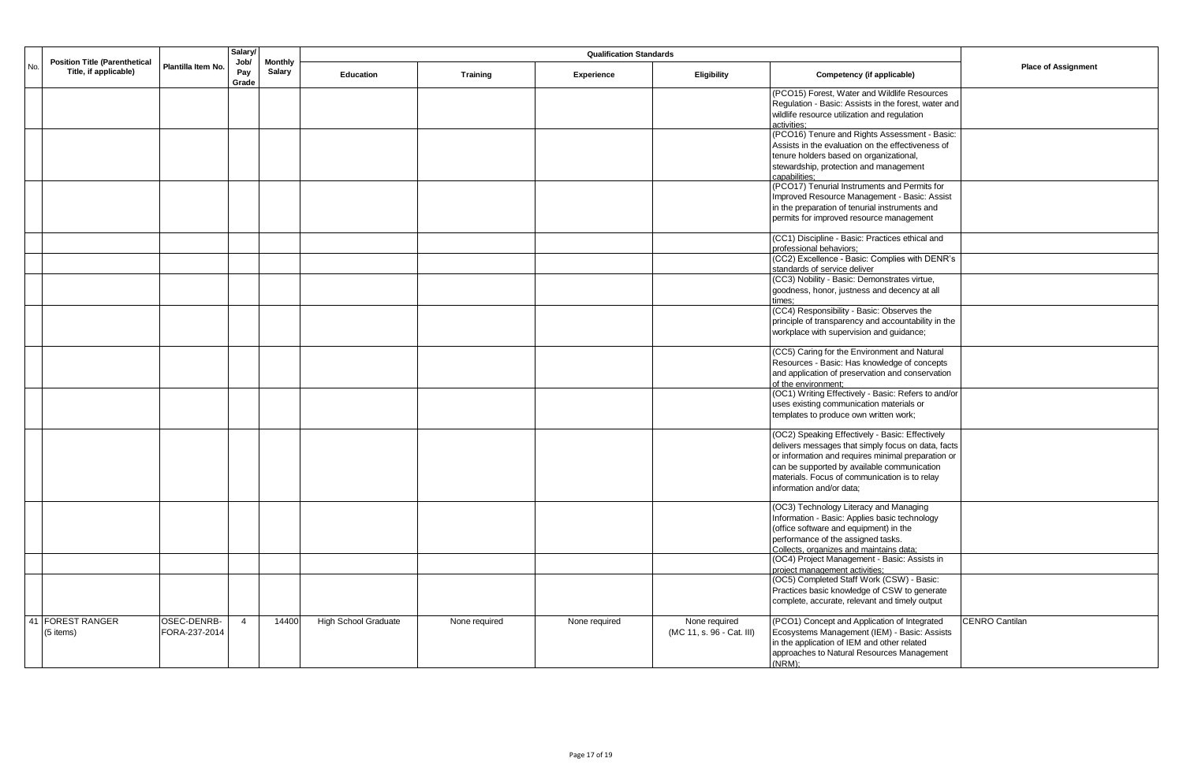| No. | Position Title (Parenthetical Title, if applicable) | Plantilla Item No. | Salary/ Job/ Pay Grade | Monthly Salary | Qualification Standards | | | | | Place of Assignment |
|---|---|---|---|---|---|---|---|---|---|---|
| | | | | | Education | Training | Experience | Eligibility | Competency (if applicable) | |
| | | | | | | | | | (PCO15) Forest, Water and Wildlife Resources Regulation - Basic: Assists in the forest, water and wildlife resource utilization and regulation activities; | |
| | | | | | | | | | (PCO16) Tenure and Rights Assessment - Basic: Assists in the evaluation on the effectiveness of tenure holders based on organizational, stewardship, protection and management capabilities; | |
| | | | | | | | | | (PCO17) Tenurial Instruments and Permits for Improved Resource Management - Basic: Assist in the preparation of tenurial instruments and permits for improved resource management | |
| | | | | | | | | | (CC1) Discipline - Basic: Practices ethical and professional behaviors; | |
| | | | | | | | | | (CC2) Excellence - Basic: Complies with DENR's standards of service deliver | |
| | | | | | | | | | (CC3) Nobility - Basic: Demonstrates virtue, goodness, honor, justness and decency at all times; | |
| | | | | | | | | | (CC4) Responsibility - Basic: Observes the principle of transparency and accountability in the workplace with supervision and guidance; | |
| | | | | | | | | | (CC5) Caring for the Environment and Natural Resources - Basic: Has knowledge of concepts and application of preservation and conservation of the environment; | |
| | | | | | | | | | (OC1) Writing Effectively - Basic: Refers to and/or uses existing communication materials or templates to produce own written work; | |
| | | | | | | | | | (OC2) Speaking Effectively - Basic: Effectively delivers messages that simply focus on data, facts or information and requires minimal preparation or can be supported by available communication materials. Focus of communication is to relay information and/or data; | |
| | | | | | | | | | (OC3) Technology Literacy and Managing Information - Basic: Applies basic technology (office software and equipment) in the performance of the assigned tasks. Collects, organizes and maintains data; | |
| | | | | | | | | | (OC4) Project Management - Basic: Assists in project management activities; | |
| | | | | | | | | | (OC5) Completed Staff Work (CSW) - Basic: Practices basic knowledge of CSW to generate complete, accurate, relevant and timely output | |
| 41 | FOREST RANGER (5 items) | OSEC-DENRB-FORA-237-2014 | 4 | 14400 | High School Graduate | None required | None required | None required (MC 11, s. 96 - Cat. III) | (PCO1) Concept and Application of Integrated Ecosystems Management (IEM) - Basic: Assists in the application of IEM and other related approaches to Natural Resources Management (NRM); | CENRO Cantilan |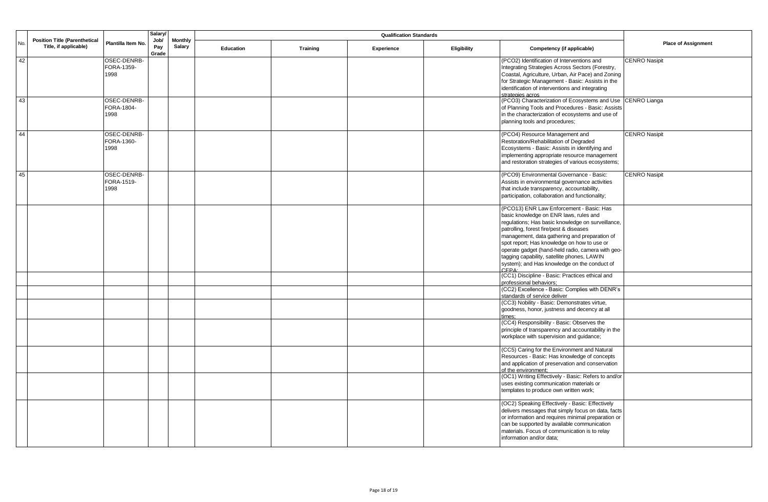| No. | Position Title (Parenthetical Title, if applicable) | Plantilla Item No. | Salary/ Job/ Pay Grade | Monthly Salary | Qualification Standards | | | | | Place of Assignment |
|---|---|---|---|---|---|---|---|---|---|---|
| | | | | | Education | Training | Experience | Eligibility | Competency (if applicable) | |
| 42 | | OSEC-DENRB-FORA-1359-1998 | | | | | | | (PCO2) Identification of Interventions and Integrating Strategies Across Sectors (Forestry, Coastal, Agriculture, Urban, Air Pace) and Zoning for Strategic Management - Basic: Assists in the identification of interventions and integrating strategies acros | CENRO Nasipit |
| 43 | | OSEC-DENRB-FORA-1804-1998 | | | | | | | (PCO3) Characterization of Ecosystems and Use of Planning Tools and Procedures - Basic: Assists in the characterization of ecosystems and use of planning tools and procedures; | CENRO Lianga |
| 44 | | OSEC-DENRB-FORA-1360-1998 | | | | | | | (PCO4) Resource Management and Restoration/Rehabilitation of Degraded Ecosystems - Basic: Assists in identifying and implementing appropriate resource management and restoration strategies of various ecosystems; | CENRO Nasipit |
| 45 | | OSEC-DENRB-FORA-1519-1998 | | | | | | | (PCO9) Environmental Governance - Basic: Assists in environmental governance activities that include transparency, accountability, participation, collaboration and functionality; | CENRO Nasipit |
| | | | | | | | | | (PCO13) ENR Law Enforcement - Basic: Has basic knowledge on ENR laws, rules and regulations; Has basic knowledge on surveillance, patrolling, forest fire/pest & diseases management, data gathering and preparation of spot report; Has knowledge on how to use or operate gadget (hand-held radio, camera with geo-tagging capability, satellite phones, LAWIN system); and Has knowledge on the conduct of CEPA; | |
| | | | | | | | | | (CC1) Discipline - Basic: Practices ethical and professional behaviors; | |
| | | | | | | | | | (CC2) Excellence - Basic: Complies with DENR's standards of service deliver | |
| | | | | | | | | | (CC3) Nobility - Basic: Demonstrates virtue, goodness, honor, justness and decency at all times; | |
| | | | | | | | | | (CC4) Responsibility - Basic: Observes the principle of transparency and accountability in the workplace with supervision and guidance; | |
| | | | | | | | | | (CC5) Caring for the Environment and Natural Resources - Basic: Has knowledge of concepts and application of preservation and conservation of the environment; | |
| | | | | | | | | | (OC1) Writing Effectively - Basic: Refers to and/or uses existing communication materials or templates to produce own written work; | |
| | | | | | | | | | (OC2) Speaking Effectively - Basic: Effectively delivers messages that simply focus on data, facts or information and requires minimal preparation or can be supported by available communication materials. Focus of communication is to relay information and/or data; | |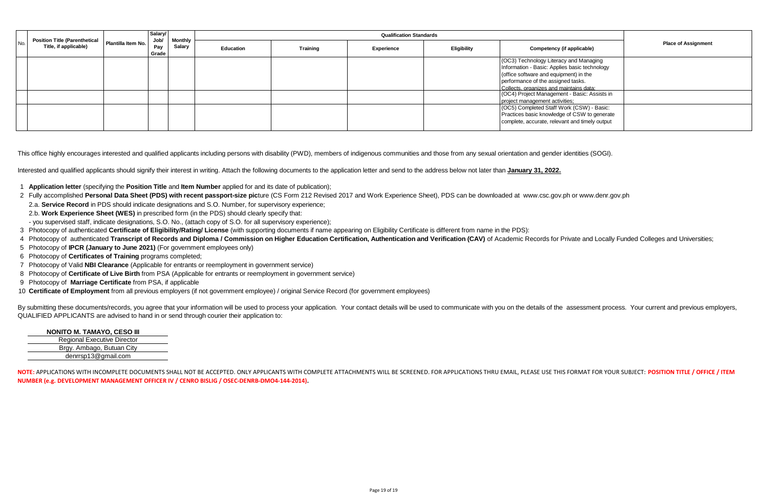| No. | Position Title (Parenthetical Title, if applicable) | Plantilla Item No. | Salary/ Job/ Pay Grade | Monthly Salary | Qualification Standards | | | | | Place of Assignment |
|---|---|---|---|---|---|---|---|---|---|---|
| | | | | | Education | Training | Experience | Eligibility | Competency (if applicable) | |
| | | | | | | | | | (OC3) Technology Literacy and Managing Information - Basic: Applies basic technology (office software and equipment) in the performance of the assigned tasks. Collects, organizes and maintains data; | |
| | | | | | | | | | (OC4) Project Management - Basic: Assists in project management activities; | |
| | | | | | | | | | (OC5) Completed Staff Work (CSW) - Basic: Practices basic knowledge of CSW to generate complete, accurate, relevant and timely output | |

This office highly encourages interested and qualified applicants including persons with disability (PWD), members of indigenous communities and those from any sexual orientation and gender identities (SOGI).

Interested and qualified applicants should signify their interest in writing. Attach the following documents to the application letter and send to the address below not later than **January 31, 2022.**

1. **Application letter** (specifying the **Position Title** and **Item Number** applied for and its date of publication);
2. Fully accomplished **Personal Data Sheet (PDS) with recent passport-size pic**ture (CS Form 212 Revised 2017 and Work Experience Sheet), PDS can be downloaded at www.csc.gov.ph or www.denr.gov.ph
   2.a. **Service Record** in PDS should indicate designations and S.O. Number, for supervisory experience;
   2.b. **Work Experience Sheet (WES)** in prescribed form (in the PDS) should clearly specify that:
   - you supervised staff, indicate designations, S.O. No., (attach copy of S.O. for all supervisory experience);
3. Photocopy of authenticated **Certificate of Eligibility/Rating/ License** (with supporting documents if name appearing on Eligibility Certificate is different from name in the PDS):
4. Photocopy of authenticated **Transcript of Records and Diploma / Commission on Higher Education Certification, Authentication and Verification (CAV)** of Academic Records for Private and Locally Funded Colleges and Universities;
5. Photocopy of **IPCR (January to June 2021)** (For government employees only)
6. Photocopy of **Certificates of Training** programs completed;
7. Photocopy of Valid **NBI Clearance** (Applicable for entrants or reemployment in government service)
8. Photocopy of **Certificate of Live Birth** from PSA (Applicable for entrants or reemployment in government service)
9. Photocopy of **Marriage Certificate** from PSA, if applicable
10. **Certificate of Employment** from all previous employers (if not government employee) / original Service Record (for government employees)

By submitting these documents/records, you agree that your information will be used to process your application. Your contact details will be used to communicate with you on the details of the assessment process. Your current and previous employers, QUALIFIED APPLICANTS are advised to hand in or send through courier their application to:

**NONITO M. TAMAYO, CESO III**
Regional Executive Director
Brgy. Ambago, Butuan City
denrrsp13@gmail.com

**NOTE:** APPLICATIONS WITH INCOMPLETE DOCUMENTS SHALL NOT BE ACCEPTED. ONLY APPLICANTS WITH COMPLETE ATTACHMENTS WILL BE SCREENED. FOR APPLICATIONS THRU EMAIL, PLEASE USE THIS FORMAT FOR YOUR SUBJECT: **POSITION TITLE / OFFICE / ITEM NUMBER (e.g. DEVELOPMENT MANAGEMENT OFFICER IV / CENRO BISLIG / OSEC-DENRB-DMO4-144-2014).**